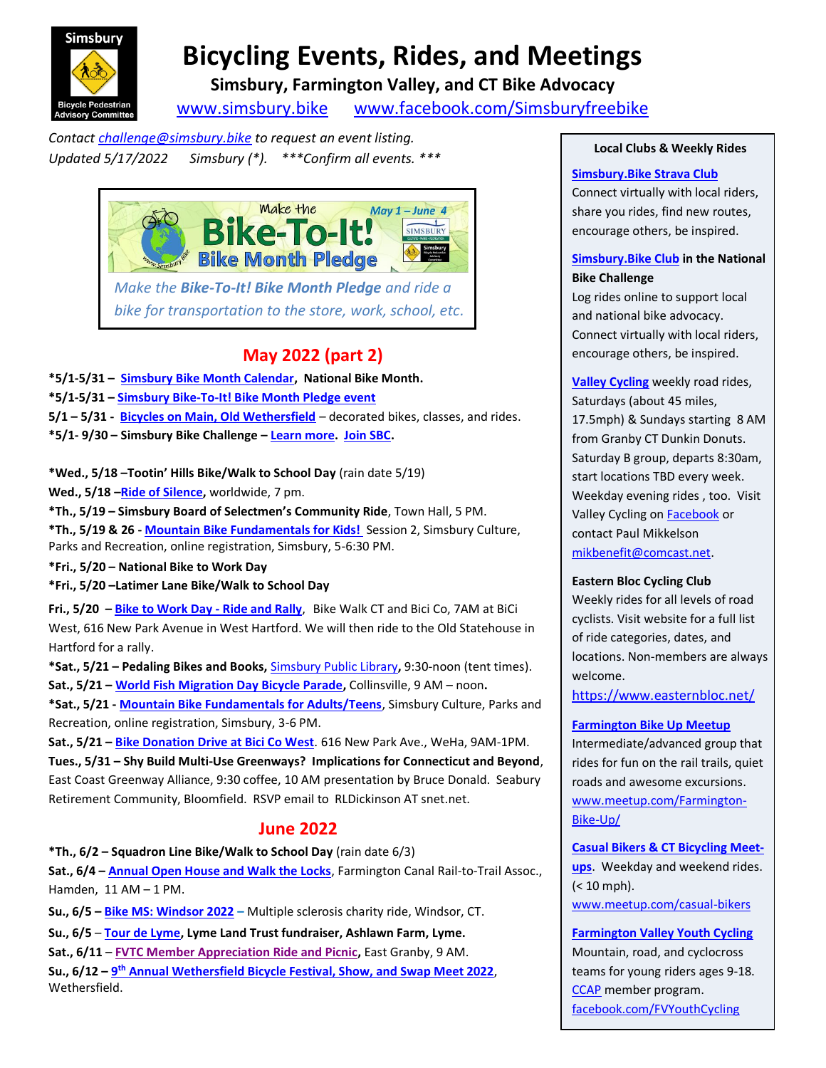# Bicycling Events, Rides, and Meetings

**Simsbury, Farmington Valley, and CT Bike Advocacy**

www.simsbury.bike www.facebook.com/Simsburyfreebike

*Contact challenge@simsbury.bike to request an event listing.*
*Updated 5/17/2022 Simsbury (\*). \*\*\*Confirm all events. \*\*\**

Make the Bike-To-It! Bike Month Pledge May 1 – June 4

*Make the **Bike-To-It! Bike Month Pledge** and ride a bike for transportation to the store, work, school, etc.*

## May 2022 (part 2)

**\*5/1-5/31 – Simsbury Bike Month Calendar, National Bike Month.**
**\*5/1-5/31 – Simsbury Bike-To-It! Bike Month Pledge event**
**5/1 – 5/31 - Bicycles on Main, Old Wethersfield** – decorated bikes, classes, and rides.
**\*5/1- 9/30 – Simsbury Bike Challenge – Learn more. Join SBC.**

**\*Wed., 5/18 –Tootin' Hills Bike/Walk to School Day** (rain date 5/19)
**Wed., 5/18 –Ride of Silence,** worldwide, 7 pm.
**\*Th., 5/19 – Simsbury Board of Selectmen's Community Ride**, Town Hall, 5 PM.
**\*Th., 5/19 & 26 - Mountain Bike Fundamentals for Kids!** Session 2, Simsbury Culture, Parks and Recreation, online registration, Simsbury, 5-6:30 PM.
**\*Fri., 5/20 – National Bike to Work Day**
**\*Fri., 5/20 –Latimer Lane Bike/Walk to School Day**
**Fri., 5/20 – Bike to Work Day - Ride and Rally**, Bike Walk CT and Bici Co, 7AM at BiCi West, 616 New Park Avenue in West Hartford. We will then ride to the Old Statehouse in Hartford for a rally.
**\*Sat., 5/21 – Pedaling Bikes and Books,** Simsbury Public Library**,** 9:30-noon (tent times).
**Sat., 5/21 – World Fish Migration Day Bicycle Parade,** Collinsville, 9 AM – noon**.**
**\*Sat., 5/21 - Mountain Bike Fundamentals for Adults/Teens**, Simsbury Culture, Parks and Recreation, online registration, Simsbury, 3-6 PM.
**Sat., 5/21 – Bike Donation Drive at Bici Co West**. 616 New Park Ave., WeHa, 9AM-1PM.
**Tues., 5/31 – Shy Build Multi-Use Greenways? Implications for Connecticut and Beyond**, East Coast Greenway Alliance, 9:30 coffee, 10 AM presentation by Bruce Donald. Seabury Retirement Community, Bloomfield. RSVP email to RLDickinson AT snet.net.

## June 2022

**\*Th., 6/2 – Squadron Line Bike/Walk to School Day** (rain date 6/3)
**Sat., 6/4 – Annual Open House and Walk the Locks**, Farmington Canal Rail-to-Trail Assoc., Hamden, 11 AM – 1 PM.
**Su., 6/5 – Bike MS: Windsor 2022** – Multiple sclerosis charity ride, Windsor, CT.
**Su., 6/5 – Tour de Lyme, Lyme Land Trust fundraiser, Ashlawn Farm, Lyme.**
**Sat., 6/11** – **FVTC Member Appreciation Ride and Picnic,** East Granby, 9 AM.
**Su., 6/12 – 9th Annual Wethersfield Bicycle Festival, Show, and Swap Meet 2022**, Wethersfield.

### Local Clubs & Weekly Rides

**Simsbury.Bike Strava Club**
Connect virtually with local riders, share you rides, find new routes, encourage others, be inspired.

**Simsbury.Bike Club in the National Bike Challenge**
Log rides online to support local and national bike advocacy. Connect virtually with local riders, encourage others, be inspired.

**Valley Cycling** weekly road rides, Saturdays (about 45 miles, 17.5mph) & Sundays starting 8 AM from Granby CT Dunkin Donuts. Saturday B group, departs 8:30am, start locations TBD every week. Weekday evening rides , too. Visit Valley Cycling on Facebook or contact Paul Mikkelson mikbenefit@comcast.net.

**Eastern Bloc Cycling Club**
Weekly rides for all levels of road cyclists. Visit website for a full list of ride categories, dates, and locations. Non-members are always welcome.
https://www.easternbloc.net/

**Farmington Bike Up Meetup**
Intermediate/advanced group that rides for fun on the rail trails, quiet roads and awesome excursions.
www.meetup.com/Farmington-Bike-Up/

**Casual Bikers & CT Bicycling Meet-ups**. Weekday and weekend rides. (< 10 mph).
www.meetup.com/casual-bikers

**Farmington Valley Youth Cycling**
Mountain, road, and cyclocross teams for young riders ages 9-18. CCAP member program.
facebook.com/FVYouthCycling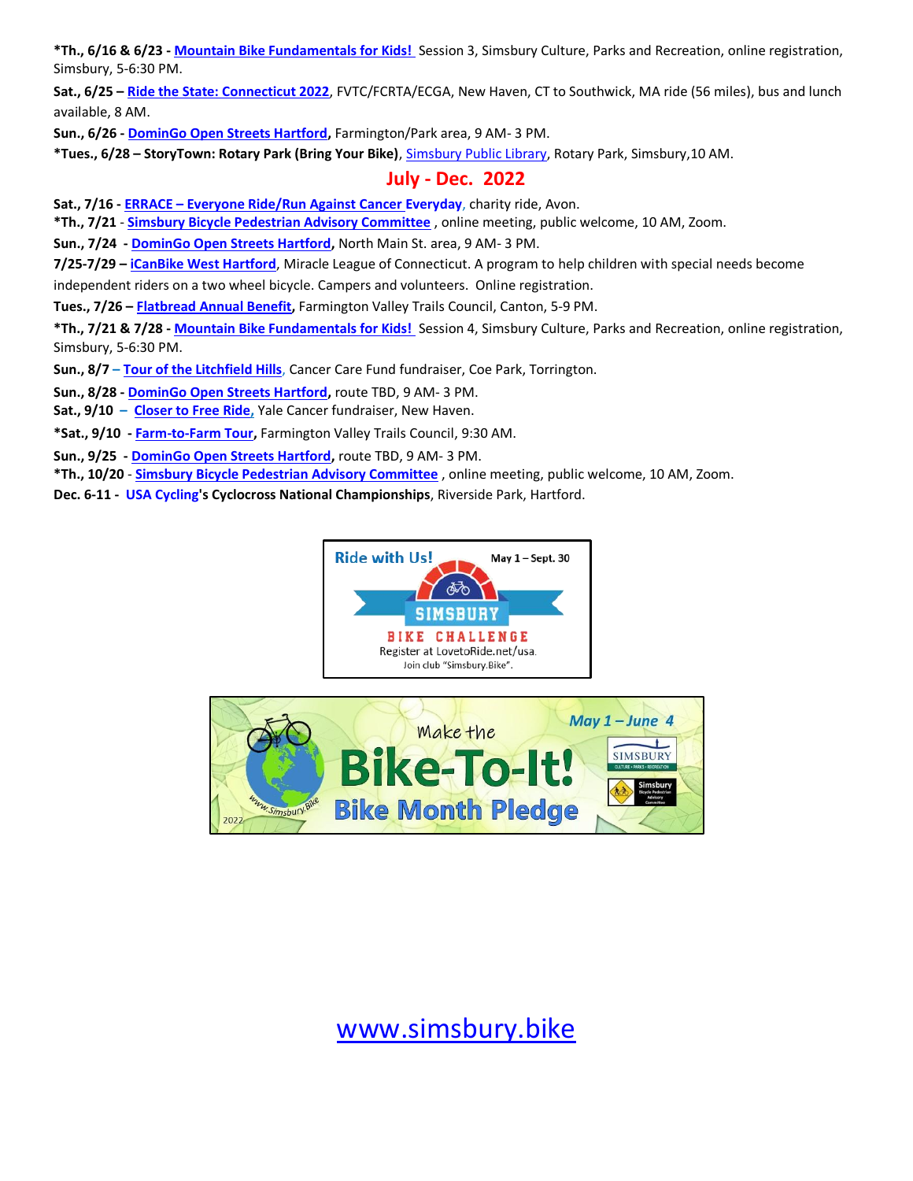**\*Th., 6/16 & 6/23 - Mountain Bike Fundamentals for Kids!** Session 3, Simsbury Culture, Parks and Recreation, online registration, Simsbury, 5-6:30 PM.

**Sat., 6/25 – Ride the State: Connecticut 2022**, FVTC/FCRTA/ECGA, New Haven, CT to Southwick, MA ride (56 miles), bus and lunch available, 8 AM.

**Sun., 6/26 - DominGo Open Streets Hartford,** Farmington/Park area, 9 AM- 3 PM.

**\*Tues., 6/28 – StoryTown: Rotary Park (Bring Your Bike)**, Simsbury Public Library, Rotary Park, Simsbury,10 AM.

## July - Dec. 2022

**Sat., 7/16 - ERRACE – Everyone Ride/Run Against Cancer Everyday**, charity ride, Avon.

**\*Th., 7/21** - **Simsbury Bicycle Pedestrian Advisory Committee** , online meeting, public welcome, 10 AM, Zoom.

**Sun., 7/24 - DominGo Open Streets Hartford,** North Main St. area, 9 AM- 3 PM.

**7/25-7/29 – iCanBike West Hartford**, Miracle League of Connecticut. A program to help children with special needs become independent riders on a two wheel bicycle. Campers and volunteers. Online registration.

**Tues., 7/26 – Flatbread Annual Benefit,** Farmington Valley Trails Council, Canton, 5-9 PM.

**\*Th., 7/21 & 7/28 - Mountain Bike Fundamentals for Kids!** Session 4, Simsbury Culture, Parks and Recreation, online registration, Simsbury, 5-6:30 PM.

**Sun., 8/7 – Tour of the Litchfield Hills**, Cancer Care Fund fundraiser, Coe Park, Torrington.

**Sun., 8/28 - DominGo Open Streets Hartford,** route TBD, 9 AM- 3 PM.

**Sat., 9/10 – Closer to Free Ride,** Yale Cancer fundraiser, New Haven.

**\*Sat., 9/10 - Farm-to-Farm Tour,** Farmington Valley Trails Council, 9:30 AM.

**Sun., 9/25 - DominGo Open Streets Hartford,** route TBD, 9 AM- 3 PM.

**\*Th., 10/20** - **Simsbury Bicycle Pedestrian Advisory Committee** , online meeting, public welcome, 10 AM, Zoom.

**Dec. 6-11 - USA Cycling's Cyclocross National Championships**, Riverside Park, Hartford.

Ride with Us! May 1 – Sept. 30
SIMSBURY
BIKE CHALLENGE
Register at LovetoRide.net/usa.
Join club "Simsbury.Bike".

Make the Bike-To-It! Bike Month Pledge
May 1 – June 4
www.Simsbury.Bike
2022

www.simsbury.bike